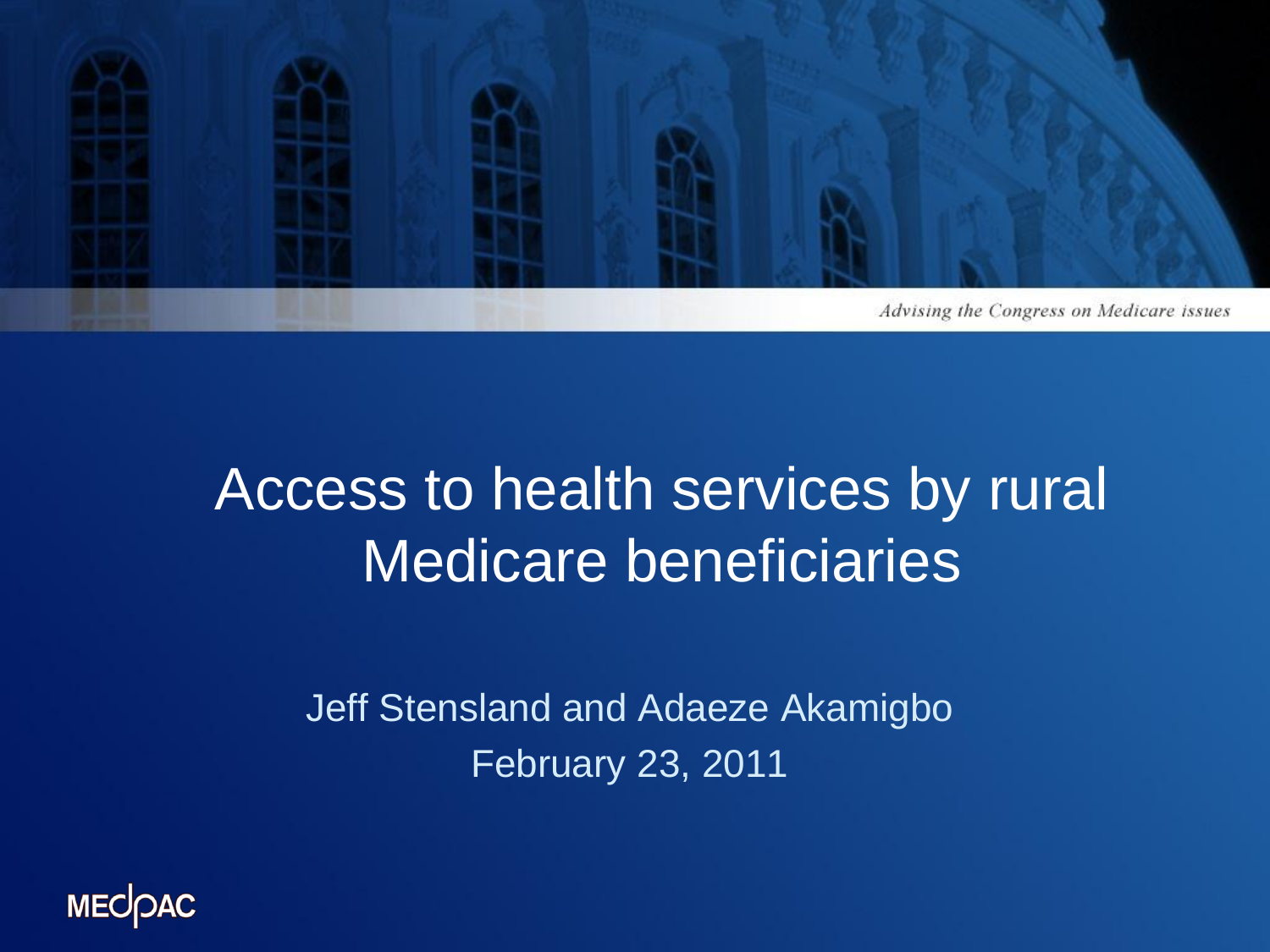*Advising the Congress on Medicare issues*

# Access to health services by rural Medicare beneficiaries

Jeff Stensland and Adaeze Akamigbo

February 23, 2011

MEDPAC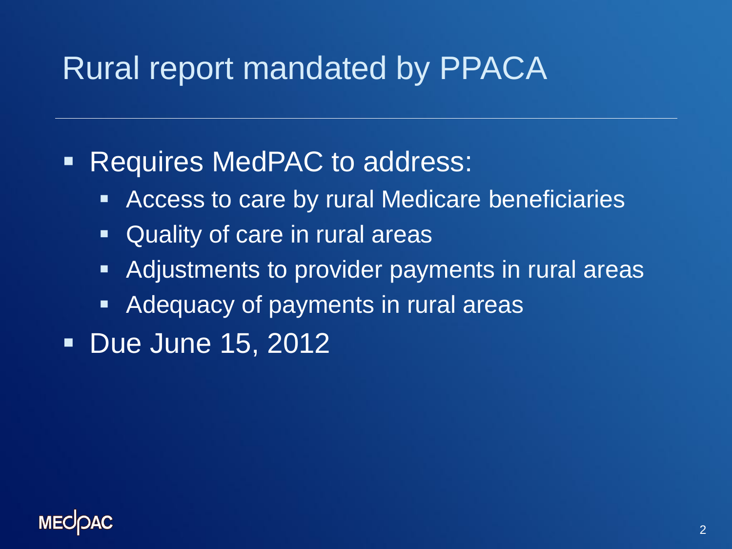# Rural report mandated by PPACA

- Requires MedPAC to address:
  - Access to care by rural Medicare beneficiaries
  - Quality of care in rural areas
  - Adjustments to provider payments in rural areas
  - Adequacy of payments in rural areas
- Due June 15, 2012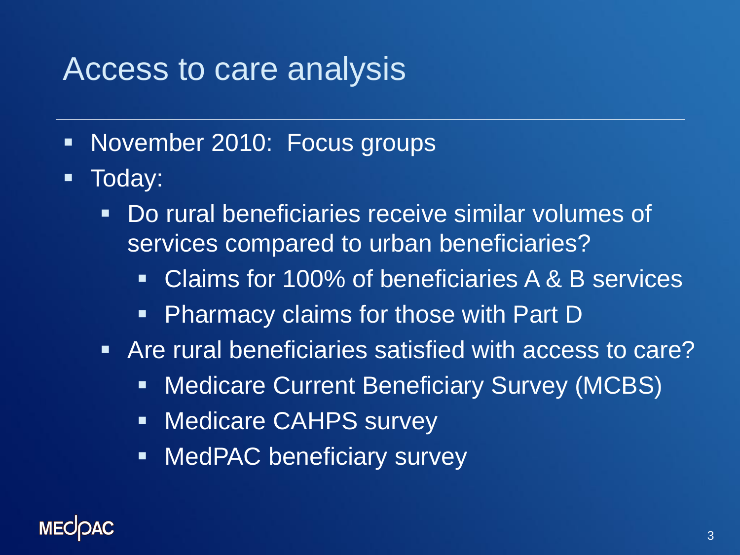# Access to care analysis

- November 2010: Focus groups
- Today:
  - Do rural beneficiaries receive similar volumes of services compared to urban beneficiaries?
    - Claims for 100% of beneficiaries A & B services
    - Pharmacy claims for those with Part D
  - Are rural beneficiaries satisfied with access to care?
    - Medicare Current Beneficiary Survey (MCBS)
    - Medicare CAHPS survey
    - MedPAC beneficiary survey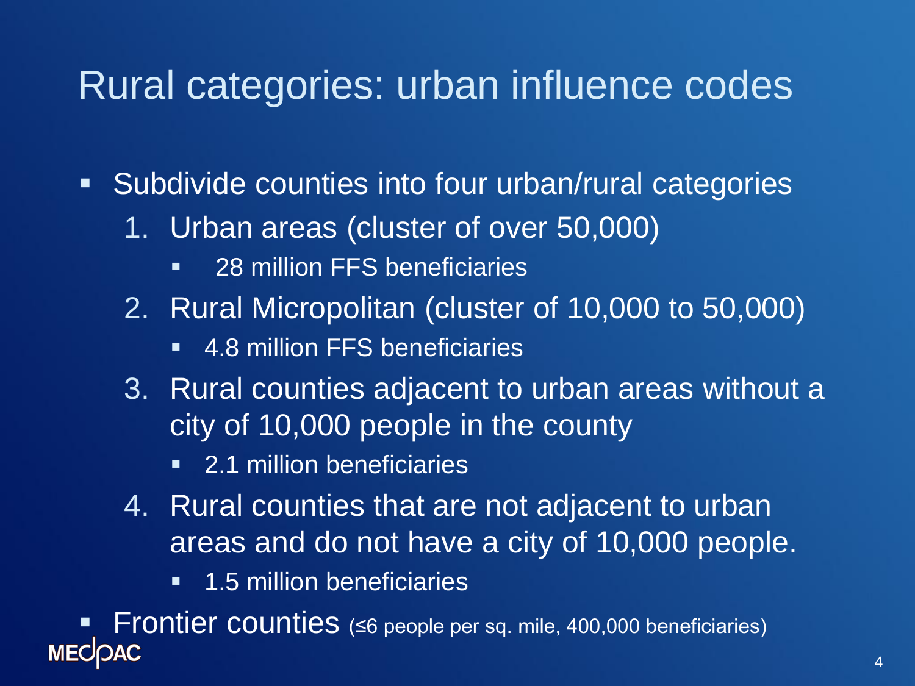# Rural categories: urban influence codes

- Subdivide counties into four urban/rural categories
  1. Urban areas (cluster of over 50,000)
     - 28 million FFS beneficiaries
  2. Rural Micropolitan (cluster of 10,000 to 50,000)
     - 4.8 million FFS beneficiaries
  3. Rural counties adjacent to urban areas without a city of 10,000 people in the county
     - 2.1 million beneficiaries
  4. Rural counties that are not adjacent to urban areas and do not have a city of 10,000 people.
     - 1.5 million beneficiaries
- Frontier counties (≤6 people per sq. mile, 400,000 beneficiaries)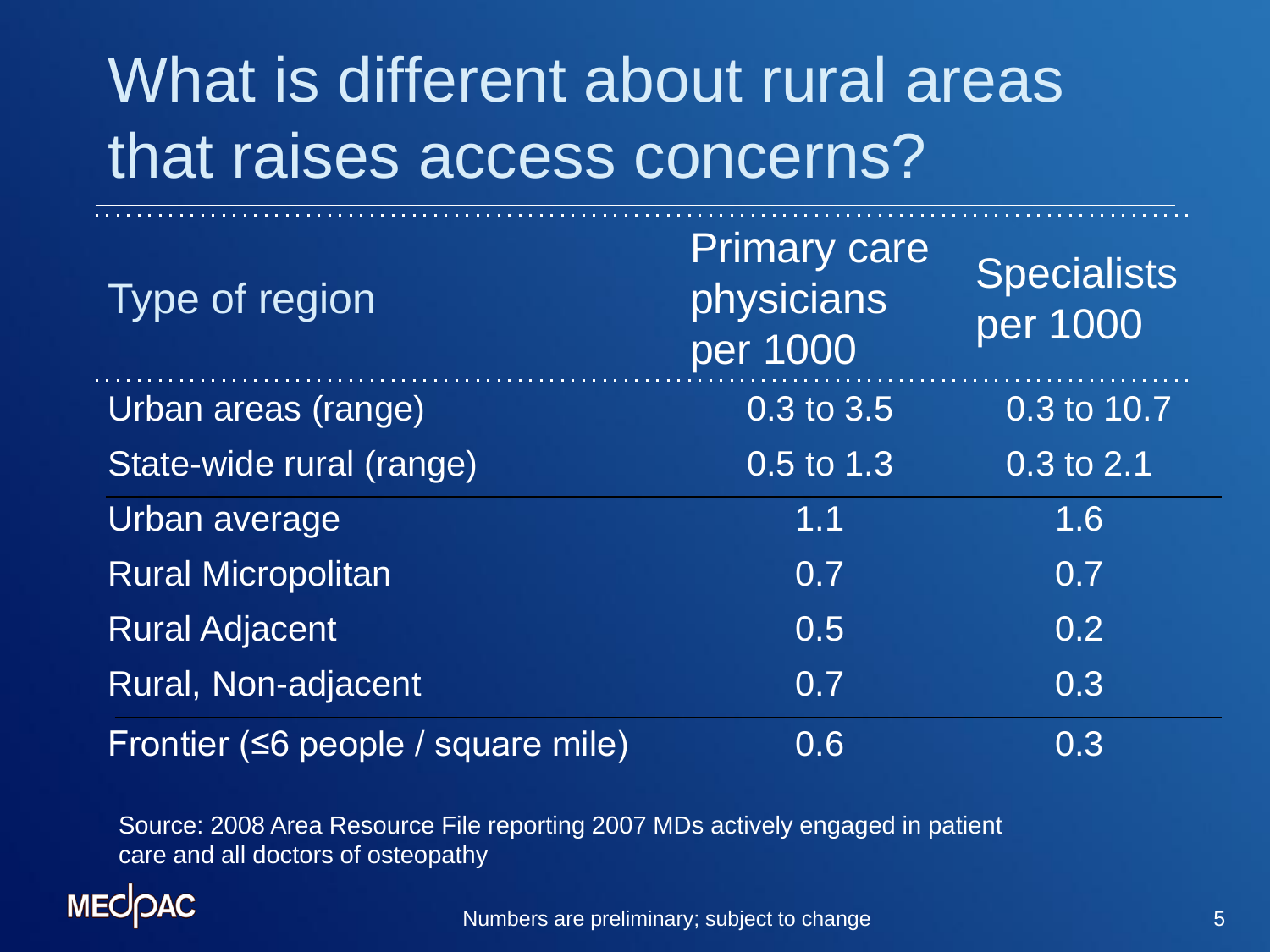# What is different about rural areas that raises access concerns?

| Type of region | Primary care physicians per 1000 | Specialists per 1000 |
|---|---|---|
| Urban areas (range) | 0.3 to 3.5 | 0.3 to 10.7 |
| State-wide rural (range) | 0.5 to 1.3 | 0.3 to 2.1 |
| Urban average | 1.1 | 1.6 |
| Rural Micropolitan | 0.7 | 0.7 |
| Rural Adjacent | 0.5 | 0.2 |
| Rural, Non-adjacent | 0.7 | 0.3 |
| Frontier (≤6 people / square mile) | 0.6 | 0.3 |

Source: 2008 Area Resource File reporting 2007 MDs actively engaged in patient care and all doctors of osteopathy

Numbers are preliminary; subject to change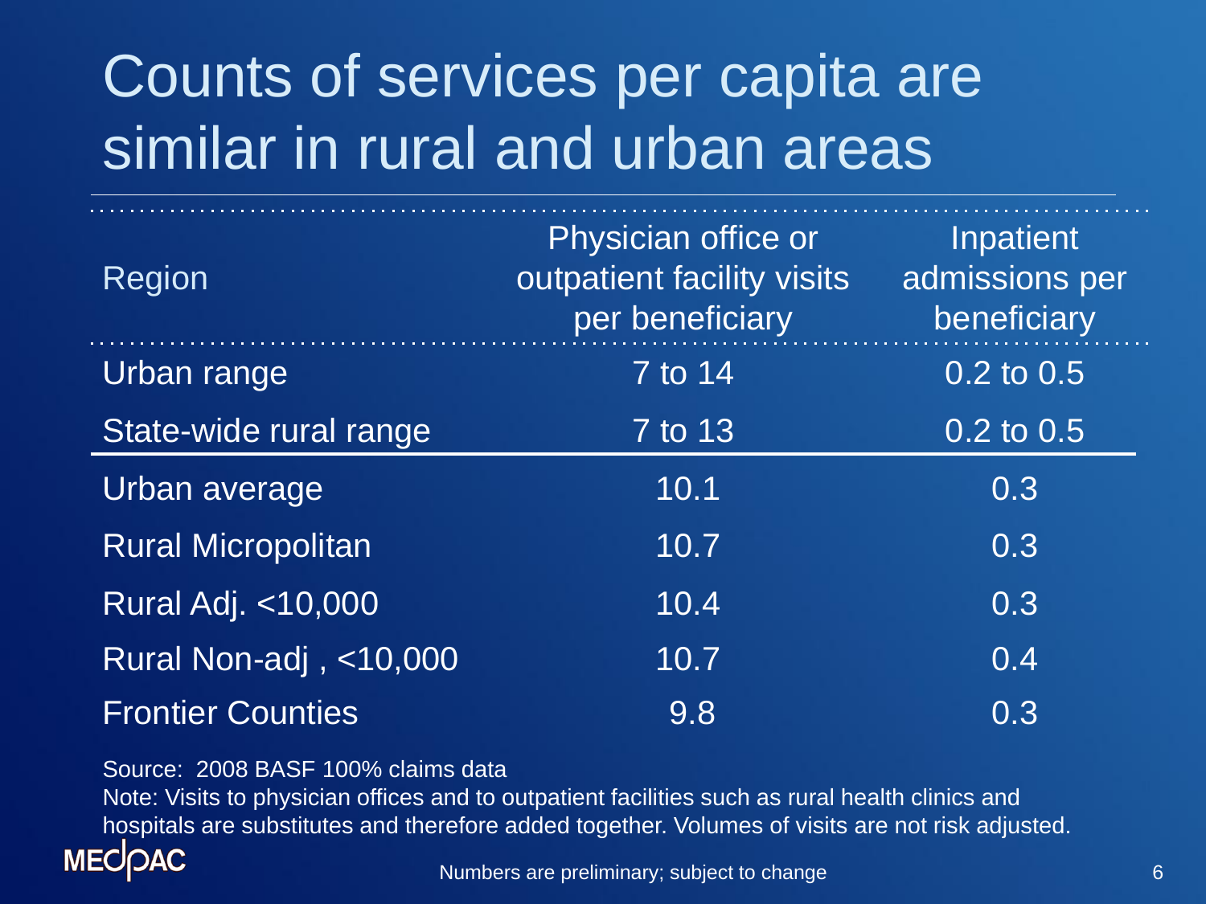# Counts of services per capita are similar in rural and urban areas

| Region | Physician office or outpatient facility visits per beneficiary | Inpatient admissions per beneficiary |
|---|---|---|
| Urban range | 7 to 14 | 0.2 to 0.5 |
| State-wide rural range | 7 to 13 | 0.2 to 0.5 |
| Urban average | 10.1 | 0.3 |
| Rural Micropolitan | 10.7 | 0.3 |
| Rural Adj. <10,000 | 10.4 | 0.3 |
| Rural Non-adj , <10,000 | 10.7 | 0.4 |
| Frontier Counties | 9.8 | 0.3 |

Source: 2008 BASF 100% claims data

Note: Visits to physician offices and to outpatient facilities such as rural health clinics and hospitals are substitutes and therefore added together. Volumes of visits are not risk adjusted.

Numbers are preliminary; subject to change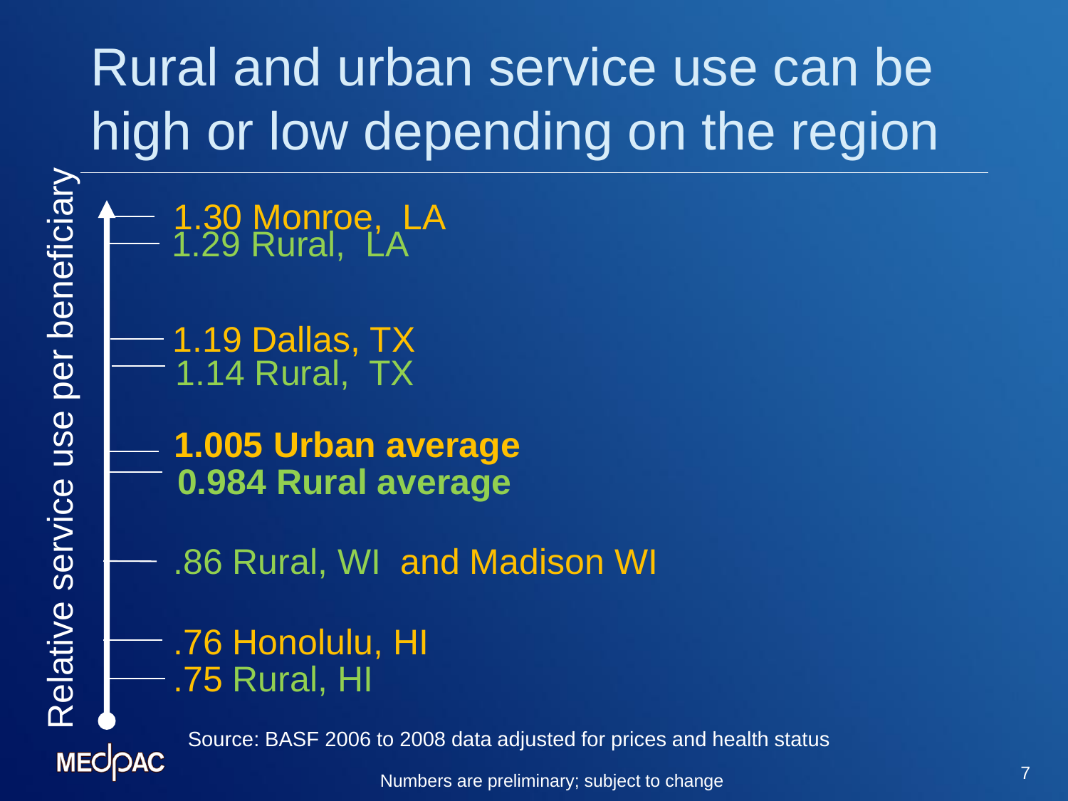# Rural and urban service use can be high or low depending on the region

Relative service use per beneficiary

- 1.30 Monroe, LA
- 1.29 Rural, LA
- 1.19 Dallas, TX
- 1.14 Rural, TX
- **1.005 Urban average**
- **0.984 Rural average**
- .86 Rural, WI and Madison WI
- .76 Honolulu, HI
- .75 Rural, HI

Source: BASF 2006 to 2008 data adjusted for prices and health status

Numbers are preliminary; subject to change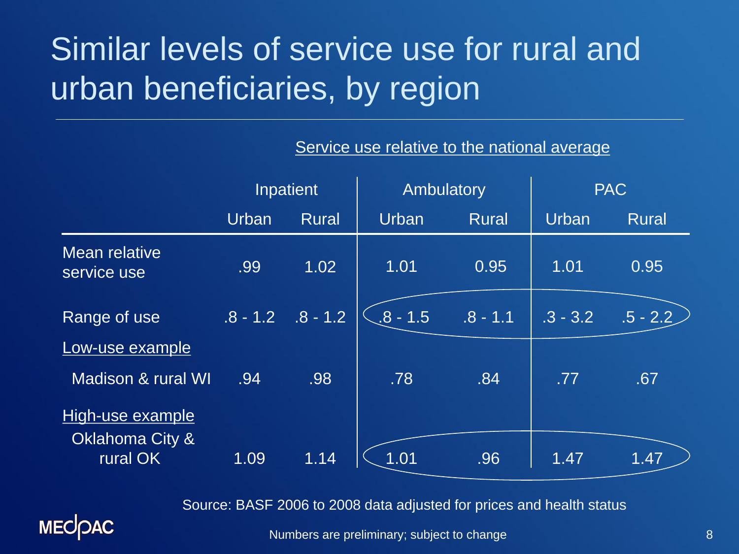# Similar levels of service use for rural and urban beneficiaries, by region

Service use relative to the national average

| | Inpatient | | Ambulatory | | PAC | |
|---|---|---|---|---|---|---|
| | Urban | Rural | Urban | Rural | Urban | Rural |
| Mean relative service use | .99 | 1.02 | 1.01 | 0.95 | 1.01 | 0.95 |
| Range of use | .8 - 1.2 | .8 - 1.2 | .8 - 1.5 | .8 - 1.1 | .3 - 3.2 | .5 - 2.2 |
| Low-use example | | | | | | |
| Madison & rural WI | .94 | .98 | .78 | .84 | .77 | .67 |
| High-use example | | | | | | |
| Oklahoma City & rural OK | 1.09 | 1.14 | 1.01 | .96 | 1.47 | 1.47 |

Source: BASF 2006 to 2008 data adjusted for prices and health status

Numbers are preliminary; subject to change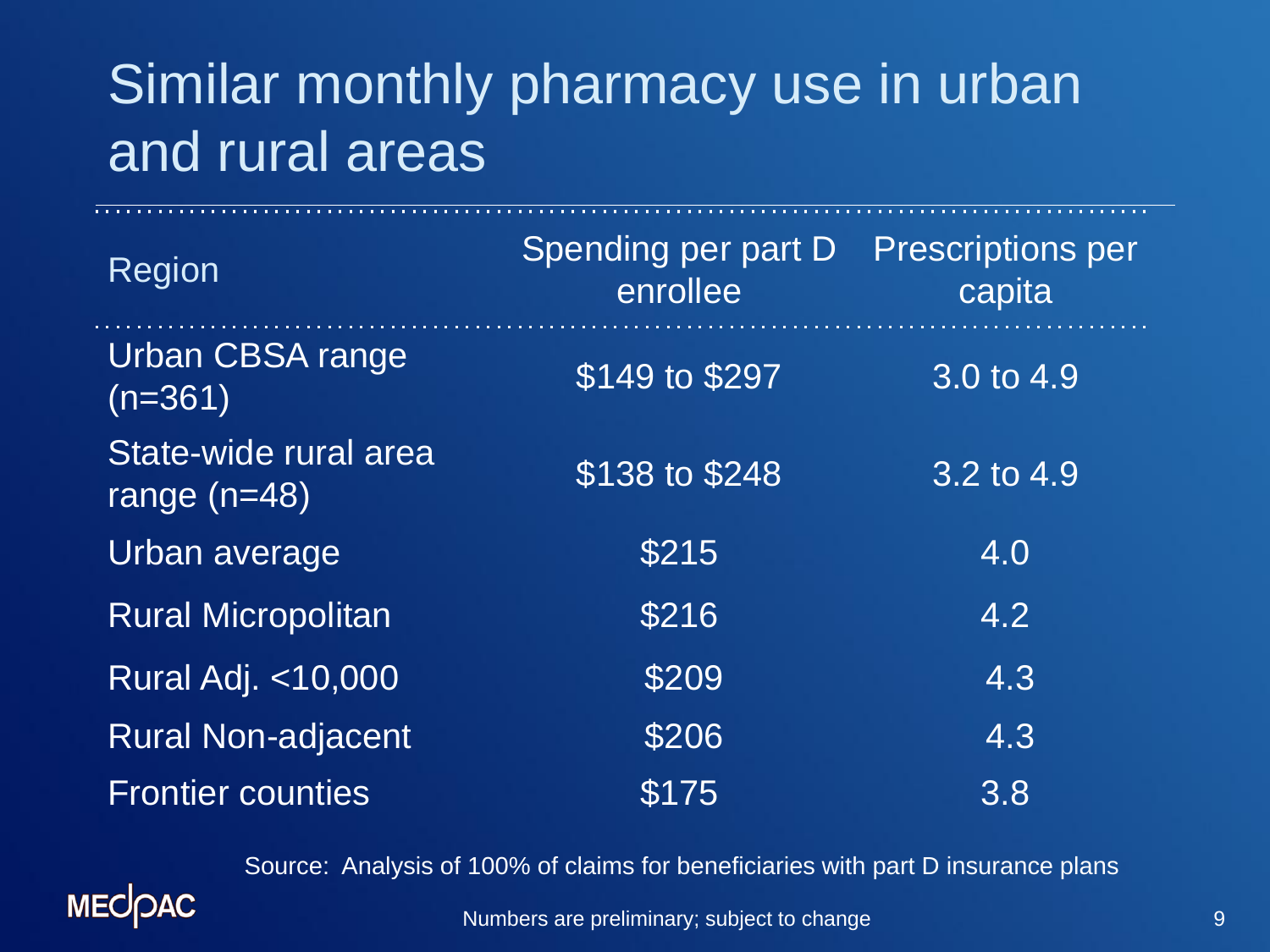# Similar monthly pharmacy use in urban and rural areas

| Region | Spending per part D enrollee | Prescriptions per capita |
|---|---|---|
| Urban CBSA range (n=361) | $149 to $297 | 3.0 to 4.9 |
| State-wide rural area range (n=48) | $138 to $248 | 3.2 to 4.9 |
| Urban average | $215 | 4.0 |
| Rural Micropolitan | $216 | 4.2 |
| Rural Adj. <10,000 | $209 | 4.3 |
| Rural Non-adjacent | $206 | 4.3 |
| Frontier counties | $175 | 3.8 |

Source: Analysis of 100% of claims for beneficiaries with part D insurance plans

MEDPAC

Numbers are preliminary; subject to change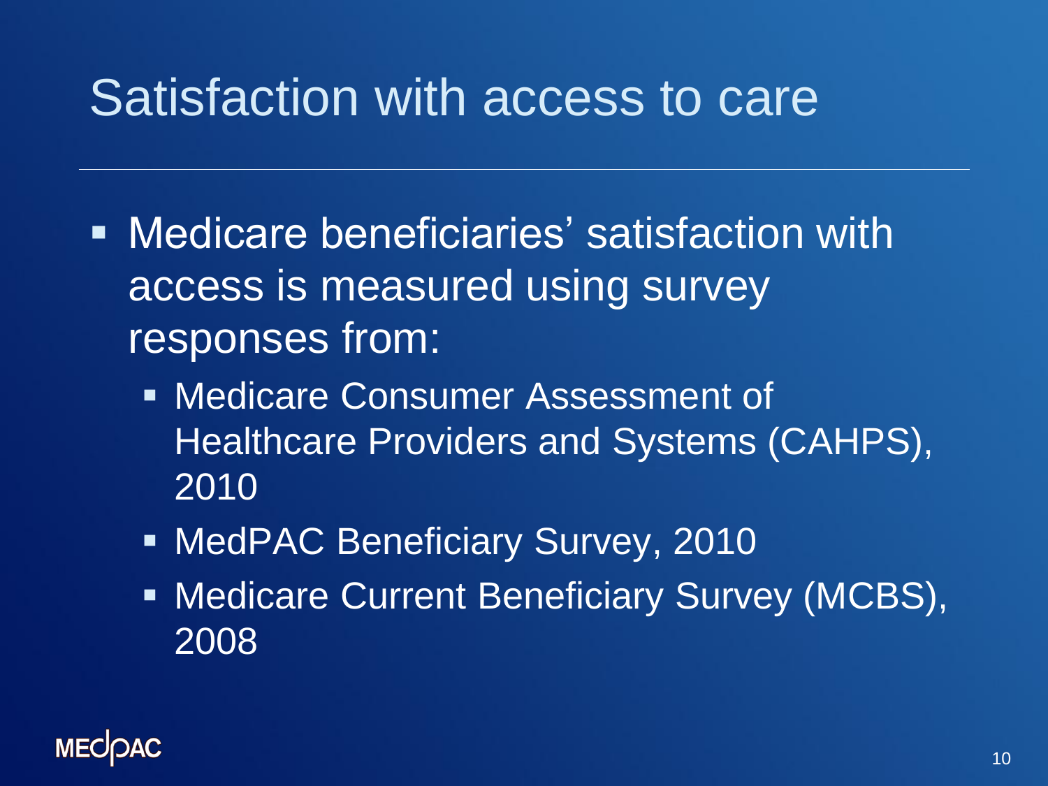# Satisfaction with access to care

- Medicare beneficiaries' satisfaction with access is measured using survey responses from:
  - Medicare Consumer Assessment of Healthcare Providers and Systems (CAHPS), 2010
  - MedPAC Beneficiary Survey, 2010
  - Medicare Current Beneficiary Survey (MCBS), 2008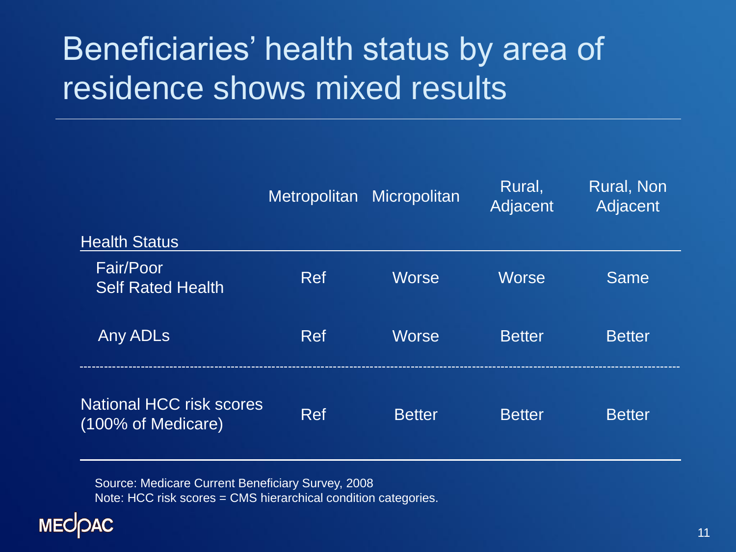# Beneficiaries' health status by area of residence shows mixed results

| | Metropolitan | Micropolitan | Rural, Adjacent | Rural, Non Adjacent |
|---|---|---|---|---|
| **Health Status** | | | | |
| Fair/Poor Self Rated Health | Ref | Worse | Worse | Same |
| Any ADLs | Ref | Worse | Better | Better |
| National HCC risk scores (100% of Medicare) | Ref | Better | Better | Better |

Source: Medicare Current Beneficiary Survey, 2008
Note: HCC risk scores = CMS hierarchical condition categories.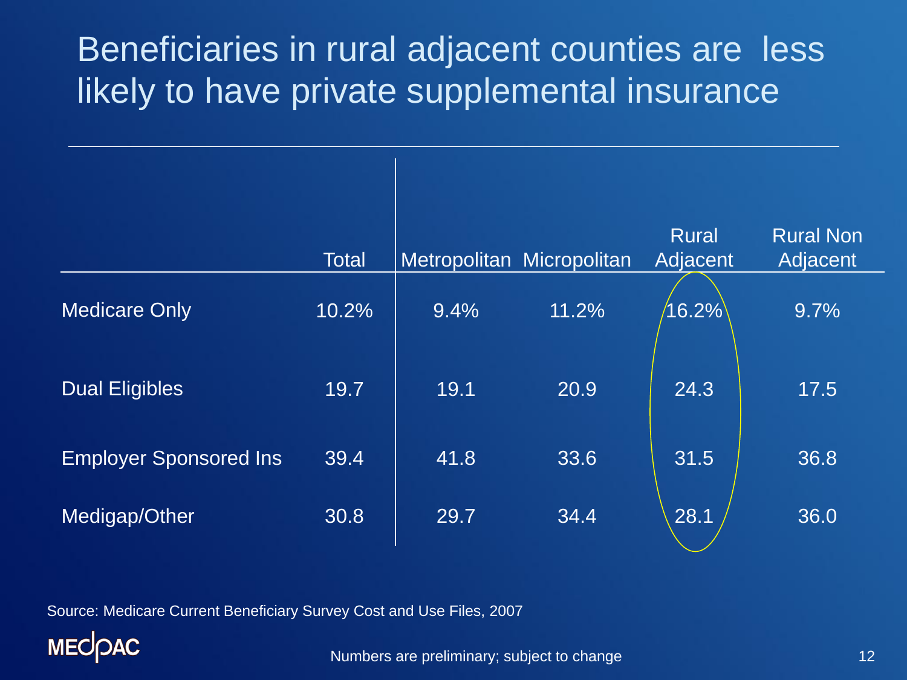# Beneficiaries in rural adjacent counties are less likely to have private supplemental insurance

| | Total | Metropolitan | Micropolitan | Rural Adjacent | Rural Non Adjacent |
|---|---|---|---|---|---|
| Medicare Only | 10.2% | 9.4% | 11.2% | 16.2% | 9.7% |
| Dual Eligibles | 19.7 | 19.1 | 20.9 | 24.3 | 17.5 |
| Employer Sponsored Ins | 39.4 | 41.8 | 33.6 | 31.5 | 36.8 |
| Medigap/Other | 30.8 | 29.7 | 34.4 | 28.1 | 36.0 |

Source: Medicare Current Beneficiary Survey Cost and Use Files, 2007

MEDPAC

Numbers are preliminary; subject to change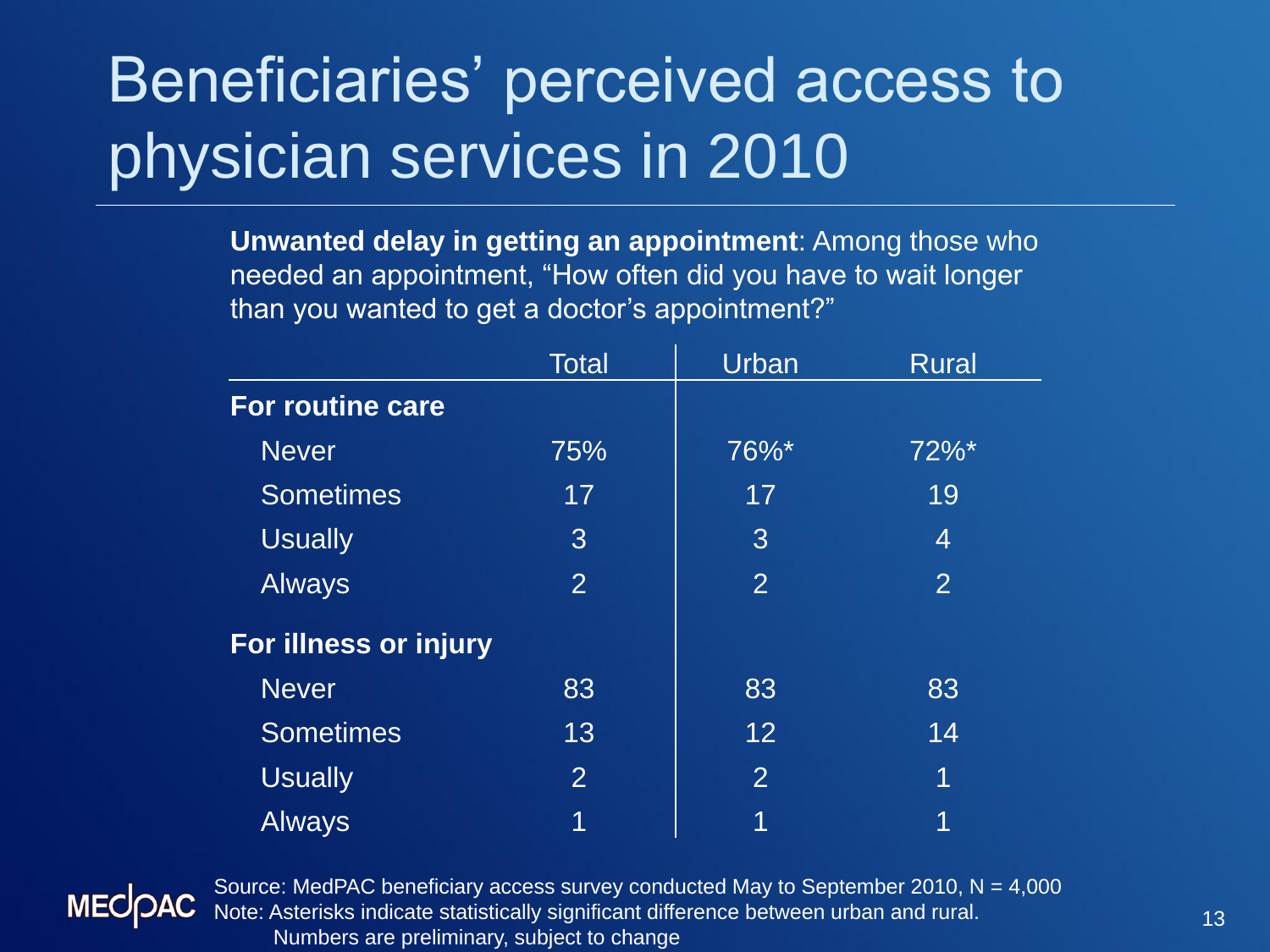# Beneficiaries' perceived access to physician services in 2010

**Unwanted delay in getting an appointment**: Among those who needed an appointment, "How often did you have to wait longer than you wanted to get a doctor's appointment?"

| | Total | Urban | Rural |
|---|---|---|---|
| **For routine care** | | | |
| Never | 75% | 76%* | 72%* |
| Sometimes | 17 | 17 | 19 |
| Usually | 3 | 3 | 4 |
| Always | 2 | 2 | 2 |
| **For illness or injury** | | | |
| Never | 83 | 83 | 83 |
| Sometimes | 13 | 12 | 14 |
| Usually | 2 | 2 | 1 |
| Always | 1 | 1 | 1 |

Source: MedPAC beneficiary access survey conducted May to September 2010, N = 4,000
Note: Asterisks indicate statistically significant difference between urban and rural.
Numbers are preliminary, subject to change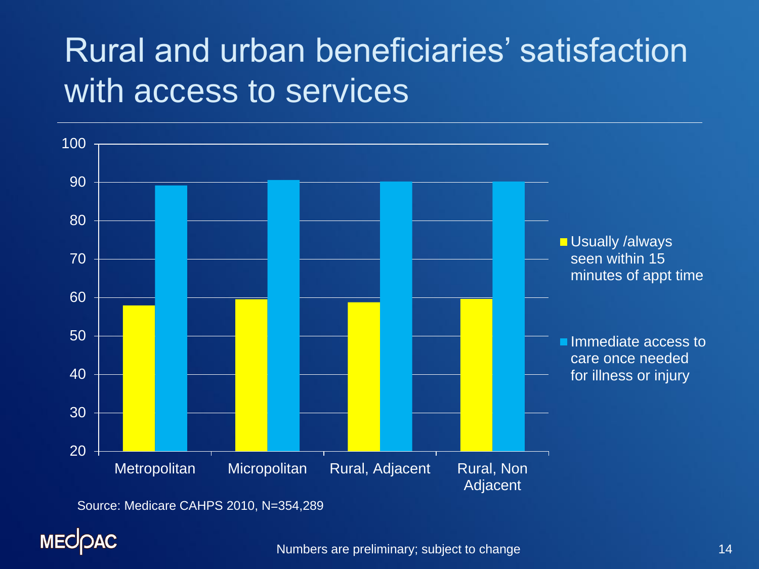# Rural and urban beneficiaries' satisfaction with access to services

| | Usually /always seen within 15 minutes of appt time | Immediate access to care once needed for illness or injury |
|---|---|---|
| Metropolitan | 58 | 89 |
| Micropolitan | 59.5 | 90.5 |
| Rural, Adjacent | 58.8 | 90 |
| Rural, Non Adjacent | 59.6 | 90 |

Source: Medicare CAHPS 2010, N=354,289

Numbers are preliminary; subject to change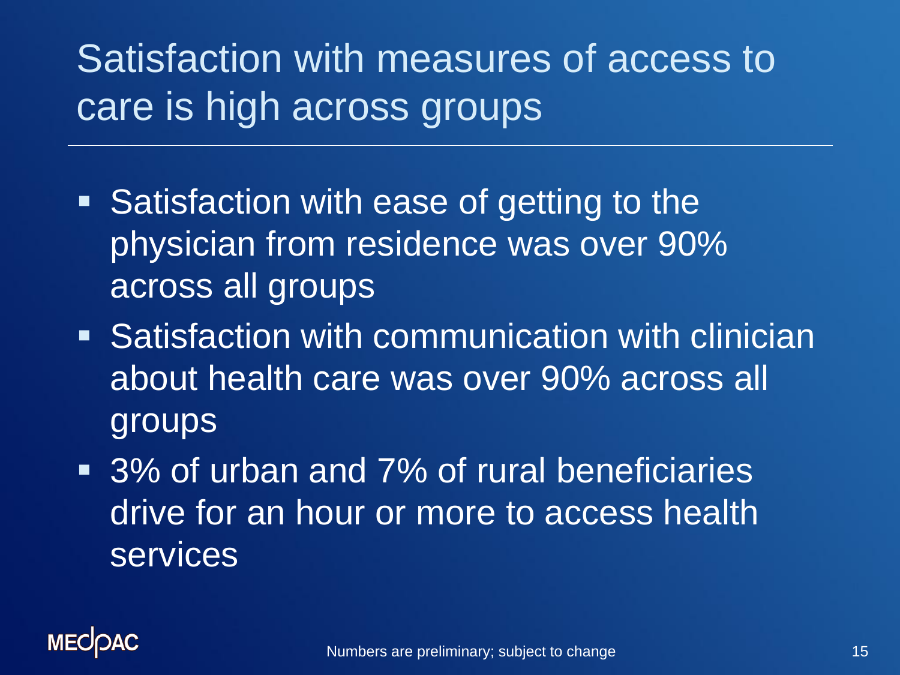# Satisfaction with measures of access to care is high across groups

- Satisfaction with ease of getting to the physician from residence was over 90% across all groups
- Satisfaction with communication with clinician about health care was over 90% across all groups
- 3% of urban and 7% of rural beneficiaries drive for an hour or more to access health services

Numbers are preliminary; subject to change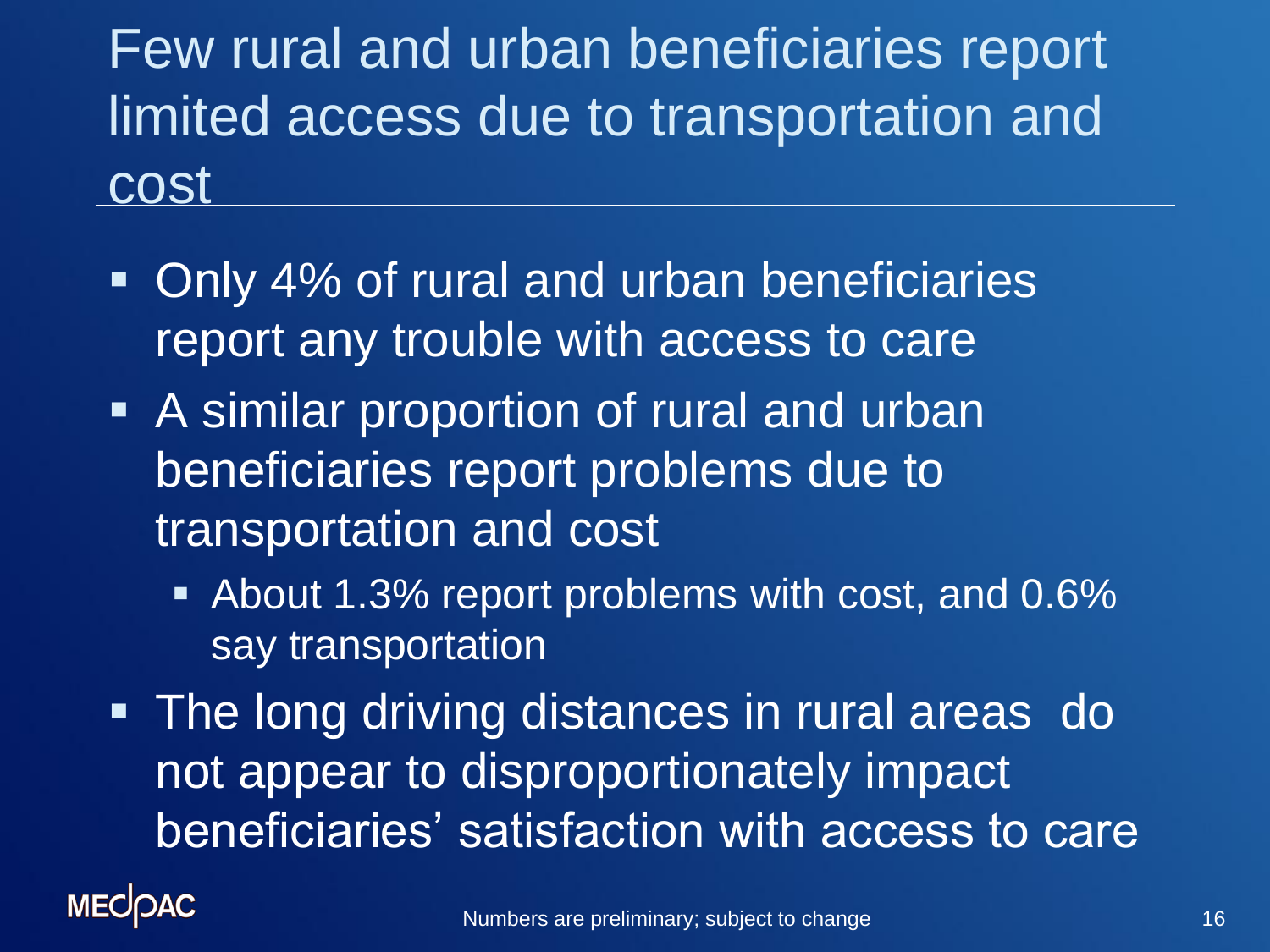# Few rural and urban beneficiaries report limited access due to transportation and cost

- Only 4% of rural and urban beneficiaries report any trouble with access to care
- A similar proportion of rural and urban beneficiaries report problems due to transportation and cost
  - About 1.3% report problems with cost, and 0.6% say transportation
- The long driving distances in rural areas do not appear to disproportionately impact beneficiaries' satisfaction with access to care

Numbers are preliminary; subject to change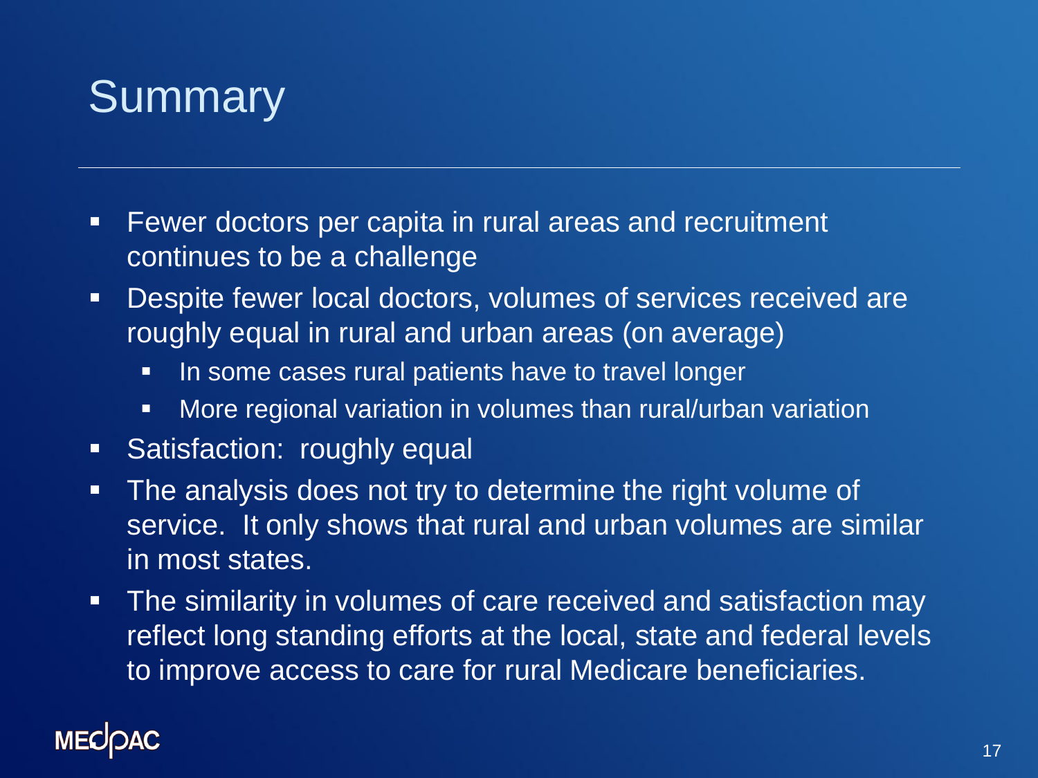# Summary

- Fewer doctors per capita in rural areas and recruitment continues to be a challenge
- Despite fewer local doctors, volumes of services received are roughly equal in rural and urban areas (on average)
  - In some cases rural patients have to travel longer
  - More regional variation in volumes than rural/urban variation
- Satisfaction: roughly equal
- The analysis does not try to determine the right volume of service. It only shows that rural and urban volumes are similar in most states.
- The similarity in volumes of care received and satisfaction may reflect long standing efforts at the local, state and federal levels to improve access to care for rural Medicare beneficiaries.

MEDPAC